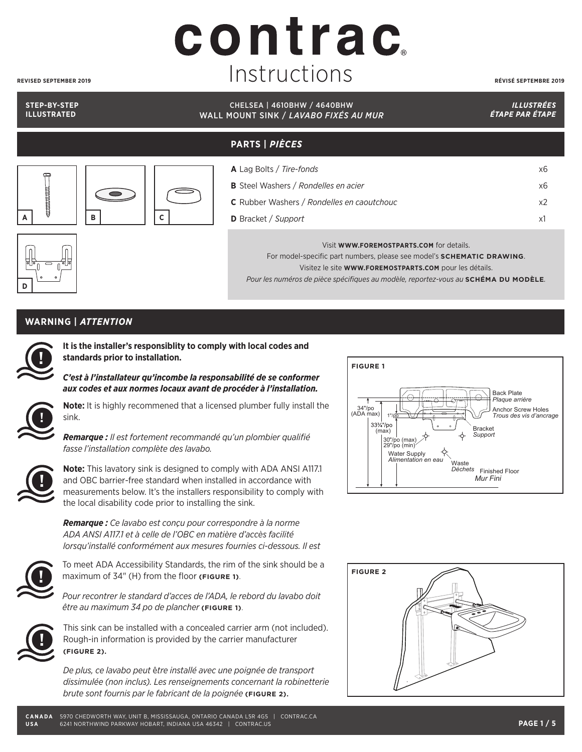# contrac Instructions

REVISED SEPTEMBER 2019 — RÉVISÉ SEPTEMBRE 2019

**STEP-BY-STEP ILLUSTRATED** | CHELSEA | 4610BHW / 4640BHW — WALL MOUNT SINK / *LAVABO FIXÉS AU MUR* | ***ILLUSTRÉES ÉTAPE PAR ÉTAPE***

## PARTS | *PIÈCES*

| Part | Qty |
|---|---|
| **A** Lag Bolts / *Tire-fonds* | x6 |
| **B** Steel Washers / *Rondelles en acier* | x6 |
| **C** Rubber Washers / *Rondelles en caoutchouc* | x2 |
| **D** Bracket / *Support* | x1 |

Visit **WWW.FOREMOSTPARTS.COM** for details.
For model-specific part numbers, please see model's **SCHEMATIC DRAWING**.
Visitez le site **WWW.FOREMOSTPARTS.COM** pour les détails.
*Pour les numéros de pièce spécifiques au modèle, reportez-vous au* **SCHÉMA DU MODÈLE**.

## WARNING | *ATTENTION*

**It is the installer's responsiblity to comply with local codes and standards prior to installation.**

***C'est à l'installateur qu'incombe la responsabilité de se conformer aux codes et aux normes locaux avant de procéder à l'installation.***

**Note:** It is highly recommened that a licensed plumber fully install the sink.

***Remarque :*** *Il est fortement recommandé qu'un plombier qualifié fasse l'installation complète des lavabo.*

**Note:** This lavatory sink is designed to comply with ADA ANSI A117.1 and OBC barrier-free standard when installed in accordance with measurements below. It's the installers responsibility to comply with the local disability code prior to installing the sink.

***Remarque :*** *Ce lavabo est conçu pour correspondre à la norme ADA ANSI A117.1 et à celle de l'OBC en matière d'accès facilité lorsqu'installé conformément aux mesures fournies ci-dessous. Il est*

To meet ADA Accessibility Standards, the rim of the sink should be a maximum of 34" (H) from the floor **(FIGURE 1)**.

*Pour recontrer le standard d'acces de l'ADA, le rebord du lavabo doit être au maximum 34 po de plancher* **(FIGURE 1)**.

This sink can be installed with a concealed carrier arm (not included). Rough-in information is provided by the carrier manufacturer **(FIGURE 2)**.

*De plus, ce lavabo peut être installé avec une poignée de transport dissimulée (non inclus). Les renseignements concernant la robinetterie brute sont fournis par le fabricant de la poignée* **(FIGURE 2)**.

**FIGURE 1**

Back Plate / *Plaque arrière*; Anchor Screw Holes / *Trous des vis d'ancrage*; Bracket / *Support*; Water Supply / *Alimentation en eau*; Waste / *Déchets*; Finished Floor / *Mur Fini*; 34"/po (ADA max); 1"/po; 33¾"/po (max); 30"/po (max); 29"/po (min)

**FIGURE 2**

CANADA 5970 CHEDWORTH WAY, UNIT B, MISSISSAUGA, ONTARIO CANADA L5R 4G5 | CONTRAC.CA
USA 6241 NORTHWIND PARKWAY HOBART, INDIANA USA 46342 | CONTRAC.US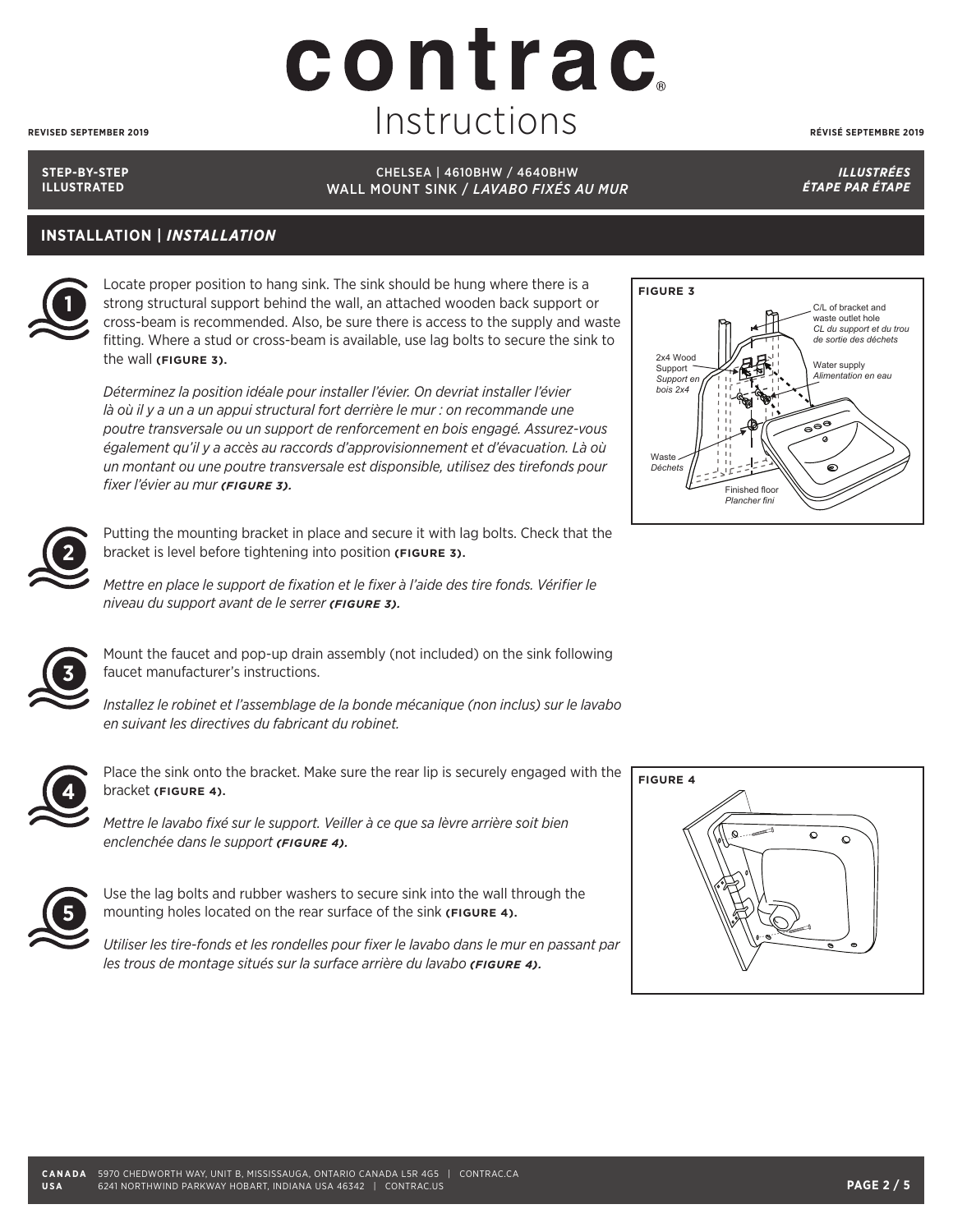# contrac®

## Instructions

REVISED SEPTEMBER 2019 — RÉVISÉ SEPTEMBRE 2019

**STEP-BY-STEP ILLUSTRATED**

CHELSEA | 4610BHW / 4640BHW
WALL MOUNT SINK / *LAVABO FIXÉS AU MUR*

***ILLUSTRÉES ÉTAPE PAR ÉTAPE***

## INSTALLATION | *INSTALLATION*

**1**

Locate proper position to hang sink. The sink should be hung where there is a strong structural support behind the wall, an attached wooden back support or cross-beam is recommended. Also, be sure there is access to the supply and waste fitting. Where a stud or cross-beam is available, use lag bolts to secure the sink to the wall **(FIGURE 3)**.

*Déterminez la position idéale pour installer l'évier. On devriat installer l'évier là où il y a un a un appui structural fort derrière le mur : on recommande une poutre transversale ou un support de renforcement en bois engagé. Assurez-vous également qu'il y a accès aux raccords d'approvisionnement et d'évacuation. Là où un montant ou une poutre transversale est disponible, utilisez des tirefonds pour fixer l'évier au mur* ***(FIGURE 3).***

**FIGURE 3**

C/L of bracket and waste outlet hole / *CL du support et du trou de sortie des déchets*
2x4 Wood Support / *Support en bois 2x4*
Water supply / *Alimentation en eau*
Waste / *Déchets*
Finished floor / *Plancher fini*

**2**

Putting the mounting bracket in place and secure it with lag bolts. Check that the bracket is level before tightening into position **(FIGURE 3)**.

*Mettre en place le support de fixation et le fixer à l'aide des tire fonds. Vérifier le niveau du support avant de le serrer* ***(FIGURE 3).***

**3**

Mount the faucet and pop-up drain assembly (not included) on the sink following faucet manufacturer's instructions.

*Installez le robinet et l'assemblage de la bonde mécanique (non inclus) sur le lavabo en suivant les directives du fabricant du robinet.*

**4**

Place the sink onto the bracket. Make sure the rear lip is securely engaged with the bracket **(FIGURE 4)**.

*Mettre le lavabo fixé sur le support. Veiller à ce que sa lèvre arrière soit bien enclenchée dans le support* ***(FIGURE 4).***

**5**

Use the lag bolts and rubber washers to secure sink into the wall through the mounting holes located on the rear surface of the sink **(FIGURE 4)**.

*Utiliser les tire-fonds et les rondelles pour fixer le lavabo dans le mur en passant par les trous de montage situés sur la surface arrière du lavabo* ***(FIGURE 4).***

**FIGURE 4**

**CANADA** 5970 CHEDWORTH WAY, UNIT B, MISSISSAUGA, ONTARIO CANADA L5R 4G5 | CONTRAC.CA
**USA** 6241 NORTHWIND PARKWAY HOBART, INDIANA USA 46342 | CONTRAC.US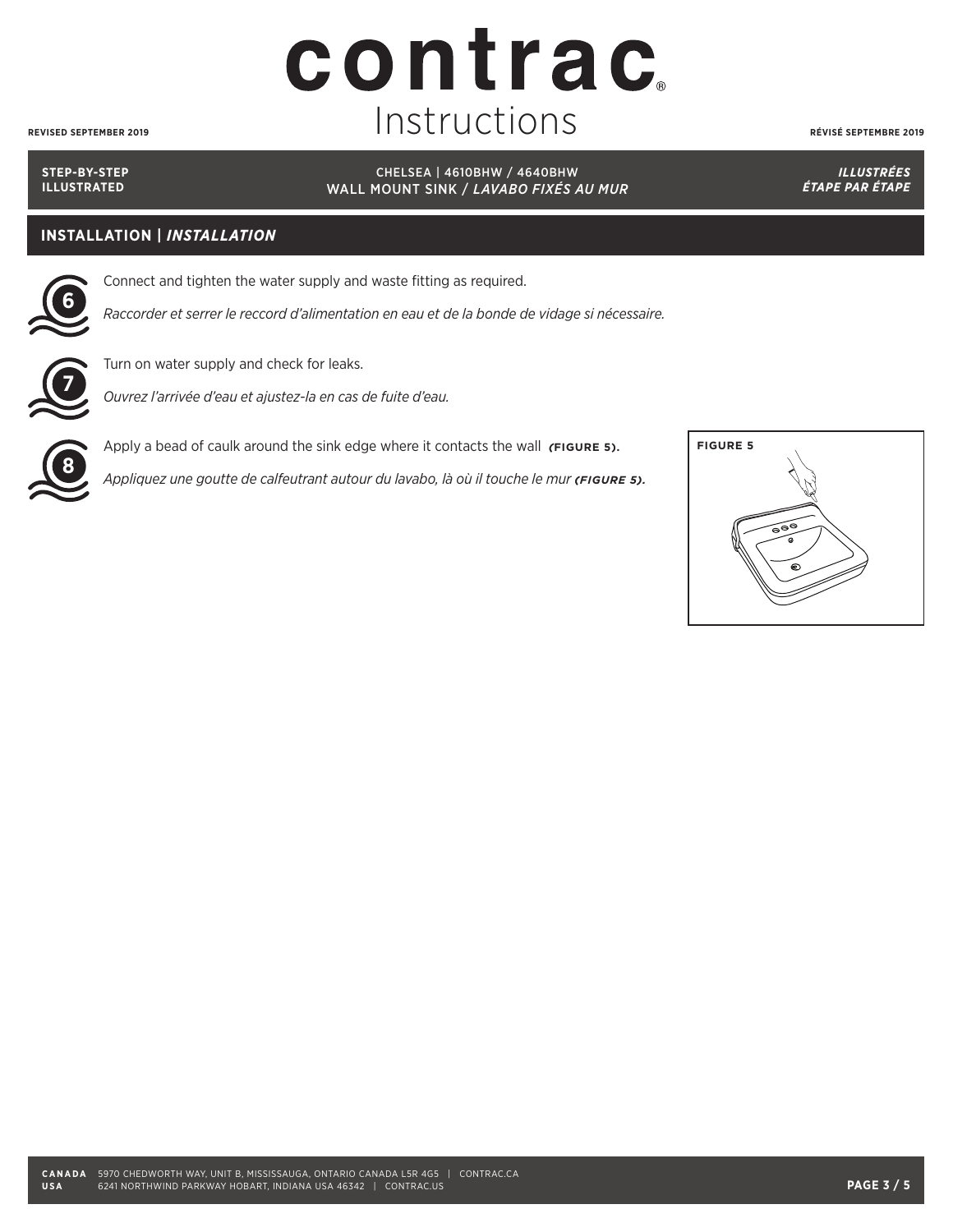# contrac
## Instructions

REVISED SEPTEMBER 2019 | *RÉVISÉ SEPTEMBRE 2019*

**STEP-BY-STEP ILLUSTRATED** | CHELSEA | 4610BHW / 4640BHW WALL MOUNT SINK / *LAVABO FIXÉS AU MUR* | ***ILLUSTRÉES ÉTAPE PAR ÉTAPE***

## INSTALLATION | *INSTALLATION*

**6** Connect and tighten the water supply and waste fitting as required.

*Raccorder et serrer le reccord d'alimentation en eau et de la bonde de vidage si nécessaire.*

**7** Turn on water supply and check for leaks.

*Ouvrez l'arrivée d'eau et ajustez-la en cas de fuite d'eau.*

**8** Apply a bead of caulk around the sink edge where it contacts the wall **(FIGURE 5).**

*Appliquez une goutte de calfeutrant autour du lavabo, là où il touche le mur* ***(FIGURE 5).***

**FIGURE 5**

**CANADA** 5970 CHEDWORTH WAY, UNIT B, MISSISSAUGA, ONTARIO CANADA L5R 4G5 | CONTRAC.CA
**USA** 6241 NORTHWIND PARKWAY HOBART, INDIANA USA 46342 | CONTRAC.US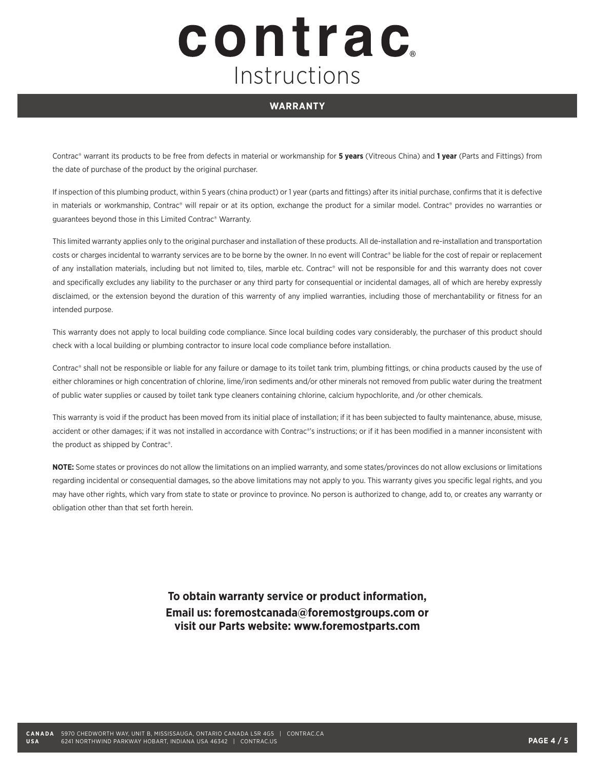# contrac®

## Instructions

## WARRANTY

Contrac® warrant its products to be free from defects in material or workmanship for **5 years** (Vitreous China) and **1 year** (Parts and Fittings) from the date of purchase of the product by the original purchaser.

If inspection of this plumbing product, within 5 years (china product) or 1 year (parts and fittings) after its initial purchase, confirms that it is defective in materials or workmanship, Contrac® will repair or at its option, exchange the product for a similar model. Contrac® provides no warranties or guarantees beyond those in this Limited Contrac® Warranty.

This limited warranty applies only to the original purchaser and installation of these products. All de-installation and re-installation and transportation costs or charges incidental to warranty services are to be borne by the owner. In no event will Contrac® be liable for the cost of repair or replacement of any installation materials, including but not limited to, tiles, marble etc. Contrac® will not be responsible for and this warranty does not cover and specifically excludes any liability to the purchaser or any third party for consequential or incidental damages, all of which are hereby expressly disclaimed, or the extension beyond the duration of this warrenty of any implied warranties, including those of merchantability or fitness for an intended purpose.

This warranty does not apply to local building code compliance. Since local building codes vary considerably, the purchaser of this product should check with a local building or plumbing contractor to insure local code compliance before installation.

Contrac® shall not be responsible or liable for any failure or damage to its toilet tank trim, plumbing fittings, or china products caused by the use of either chloramines or high concentration of chlorine, lime/iron sediments and/or other minerals not removed from public water during the treatment of public water supplies or caused by toilet tank type cleaners containing chlorine, calcium hypochlorite, and /or other chemicals.

This warranty is void if the product has been moved from its initial place of installation; if it has been subjected to faulty maintenance, abuse, misuse, accident or other damages; if it was not installed in accordance with Contrac®'s instructions; or if it has been modified in a manner inconsistent with the product as shipped by Contrac®.

**NOTE:** Some states or provinces do not allow the limitations on an implied warranty, and some states/provinces do not allow exclusions or limitations regarding incidental or consequential damages, so the above limitations may not apply to you. This warranty gives you specific legal rights, and you may have other rights, which vary from state to state or province to province. No person is authorized to change, add to, or creates any warranty or obligation other than that set forth herein.

**To obtain warranty service or product information,**
**Email us: foremostcanada@foremostgroups.com or**
**visit our Parts website: www.foremostparts.com**

**CANADA** 5970 CHEDWORTH WAY, UNIT B, MISSISSAUGA, ONTARIO CANADA L5R 4G5 | CONTRAC.CA
**USA** 6241 NORTHWIND PARKWAY HOBART, INDIANA USA 46342 | CONTRAC.US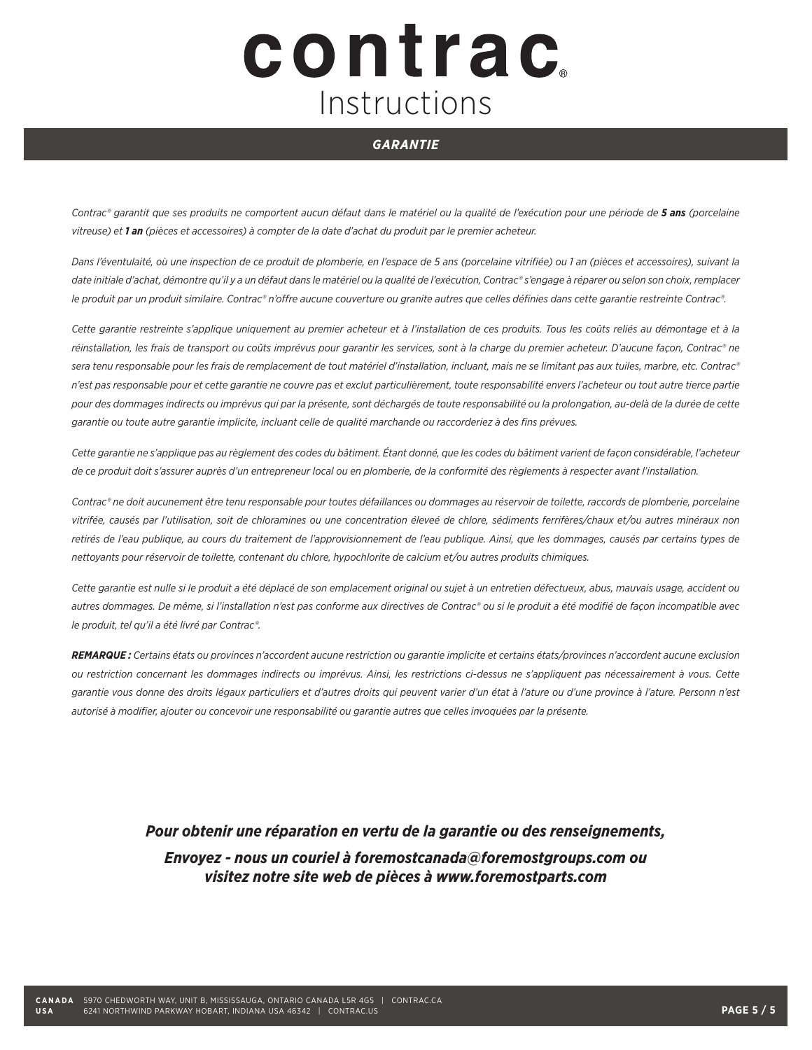# contrac®
Instructions

## *GARANTIE*

*Contrac® garantit que ses produits ne comportent aucun défaut dans le matériel ou la qualité de l'exécution pour une période de **5 ans** (porcelaine vitreuse) et **1 an** (pièces et accessoires) à compter de la date d'achat du produit par le premier acheteur.*

*Dans l'éventulaité, où une inspection de ce produit de plomberie, en l'espace de 5 ans (porcelaine vitrifiée) ou 1 an (pièces et accessoires), suivant la date initiale d'achat, démontre qu'il y a un défaut dans le matériel ou la qualité de l'exécution, Contrac® s'engage à réparer ou selon son choix, remplacer le produit par un produit similaire. Contrac® n'offre aucune couverture ou granite autres que celles définies dans cette garantie restreinte Contrac®.*

*Cette garantie restreinte s'applique uniquement au premier acheteur et à l'installation de ces produits. Tous les coûts reliés au démontage et à la réinstallation, les frais de transport ou coûts imprévus pour garantir les services, sont à la charge du premier acheteur. D'aucune façon, Contrac® ne sera tenu responsable pour les frais de remplacement de tout matériel d'installation, incluant, mais ne se limitant pas aux tuiles, marbre, etc. Contrac® n'est pas responsable pour et cette garantie ne couvre pas et exclut particulièrement, toute responsabilité envers l'acheteur ou tout autre tierce partie pour des dommages indirects ou imprévus qui par la présente, sont déchargés de toute responsabilité ou la prolongation, au-delà de la durée de cette garantie ou toute autre garantie implicite, incluant celle de qualité marchande ou raccorderiez à des fins prévues.*

*Cette garantie ne s'applique pas au règlement des codes du bâtiment. Étant donné, que les codes du bâtiment varient de façon considérable, l'acheteur de ce produit doit s'assurer auprès d'un entrepreneur local ou en plomberie, de la conformité des règlements à respecter avant l'installation.*

*Contrac® ne doit aucunement être tenu responsable pour toutes défaillances ou dommages au réservoir de toilette, raccords de plomberie, porcelaine vitrifée, causés par l'utilisation, soit de chloramines ou une concentration éleveé de chlore, sédiments ferrifères/chaux et/ou autres minéraux non retirés de l'eau publique, au cours du traitement de l'approvisionnement de l'eau publique. Ainsi, que les dommages, causés par certains types de nettoyants pour réservoir de toilette, contenant du chlore, hypochlorite de calcium et/ou autres produits chimiques.*

*Cette garantie est nulle si le produit a été déplacé de son emplacement original ou sujet à un entretien défectueux, abus, mauvais usage, accident ou autres dommages. De même, si l'installation n'est pas conforme aux directives de Contrac® ou si le produit a été modifié de façon incompatible avec le produit, tel qu'il a été livré par Contrac®.*

***REMARQUE :** Certains états ou provinces n'accordent aucune restriction ou garantie implicite et certains états/provinces n'accordent aucune exclusion ou restriction concernant les dommages indirects ou imprévus. Ainsi, les restrictions ci-dessus ne s'appliquent pas nécessairement à vous. Cette garantie vous donne des droits légaux particuliers et d'autres droits qui peuvent varier d'un état à l'ature ou d'une province à l'ature. Personn n'est autorisé à modifier, ajouter ou concevoir une responsabilité ou garantie autres que celles invoquées par la présente.*

***Pour obtenir une réparation en vertu de la garantie ou des renseignements,***

***Envoyez - nous un couriel à foremostcanada@foremostgroups.com ou visitez notre site web de pièces à www.foremostparts.com***

**CANADA** 5970 CHEDWORTH WAY, UNIT B, MISSISSAUGA, ONTARIO CANADA L5R 4G5 | CONTRAC.CA
**USA** 6241 NORTHWIND PARKWAY HOBART, INDIANA USA 46342 | CONTRAC.US